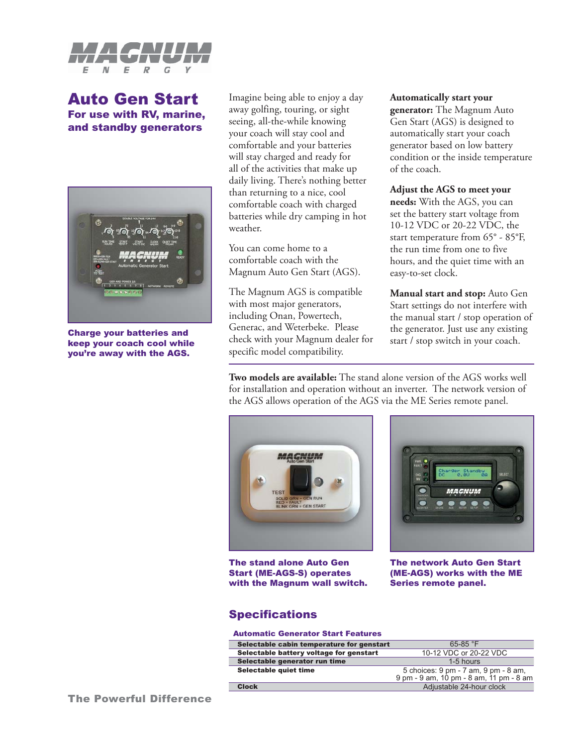# Auto Gen Start

## For use with RV, marine, and standby generators

**Charge your batteries and keep your coach cool while you're away with the AGS.**

Imagine being able to enjoy a day away golfing, touring, or sight seeing, all-the-while knowing your coach will stay cool and comfortable and your batteries will stay charged and ready for all of the activities that make up daily living. There's nothing better than returning to a nice, cool comfortable coach with charged batteries while dry camping in hot weather.

You can come home to a comfortable coach with the Magnum Auto Gen Start (AGS).

The Magnum AGS is compatible with most major generators, including Onan, Powertech, Generac, and Weterbeke. Please check with your Magnum dealer for specific model compatibility.

**Automatically start your generator:** The Magnum Auto Gen Start (AGS) is designed to automatically start your coach generator based on low battery condition or the inside temperature of the coach.

**Adjust the AGS to meet your needs:** With the AGS, you can set the battery start voltage from 10-12 VDC or 20-22 VDC, the start temperature from 65° - 85°F, the run time from one to five hours, and the quiet time with an easy-to-set clock.

**Manual start and stop:** Auto Gen Start settings do not interfere with the manual start / stop operation of the generator. Just use any existing start / stop switch in your coach.

**Two models are available:** The stand alone version of the AGS works well for installation and operation without an inverter. The network version of the AGS allows operation of the AGS via the ME Series remote panel.

**The stand alone Auto Gen Start (ME-AGS-S) operates with the Magnum wall switch.**

**The network Auto Gen Start (ME-AGS) works with the ME Series remote panel.**

## Specifications

### Automatic Generator Start Features

| Feature | Value |
|---|---|
| Selectable cabin temperature for genstart | 65-85 °F |
| Selectable battery voltage for genstart | 10-12 VDC or 20-22 VDC |
| Selectable generator run time | 1-5 hours |
| Selectable quiet time | 5 choices: 9 pm - 7 am, 9 pm - 8 am, 9 pm - 9 am, 10 pm - 8 am, 11 pm - 8 am |
| Clock | Adjustable 24-hour clock |

The Powerful Difference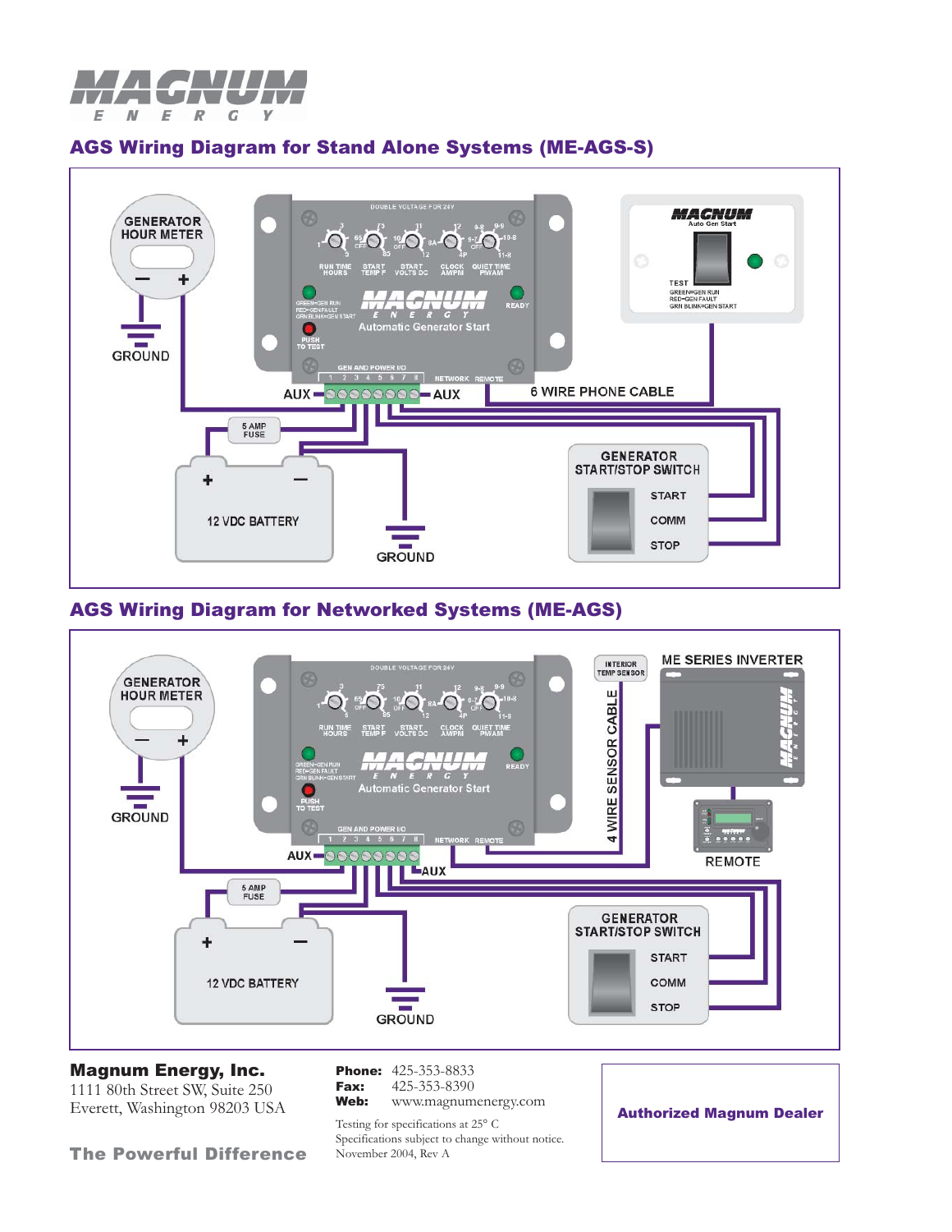# MAGNUM ENERGY

## AGS Wiring Diagram for Stand Alone Systems (ME-AGS-S)

GENERATOR HOUR METER

GROUND

DOUBLE VOLTAGE FOR 24V

RUN TIME HOURS
START TEMP F
START VOLTS DC
CLOCK AM/PM
QUIET TIME PM/AM

GREEN=GEN RUN
RED=GEN FAULT
GRN BLINK=GEN START

READY

PUSH TO TEST

MAGNUM ENERGY
Automatic Generator Start

GEN AND POWER I/O
1 2 3 4 5 6 7 8
NETWORK REMOTE

AUX
AUX

MAGNUM Auto Gen Start

TEST
GREEN=GEN RUN
RED=GEN FAULT
GRN BLINK=GEN START

6 WIRE PHONE CABLE

5 AMP FUSE

12 VDC BATTERY

GROUND

GENERATOR START/STOP SWITCH
START
COMM
STOP

## AGS Wiring Diagram for Networked Systems (ME-AGS)

GENERATOR HOUR METER

GROUND

INTERIOR TEMP SENSOR

4 WIRE SENSOR CABLE

ME SERIES INVERTER

REMOTE

AUX
AUX

5 AMP FUSE

12 VDC BATTERY

GROUND

GENERATOR START/STOP SWITCH
START
COMM
STOP

**Magnum Energy, Inc.**
1111 80th Street SW, Suite 250
Everett, Washington 98203 USA

**The Powerful Difference**

**Phone:** 425-353-8833
**Fax:** 425-353-8390
**Web:** www.magnumenergy.com

Testing for specifications at 25° C
Specifications subject to change without notice.
November 2004, Rev A

**Authorized Magnum Dealer**